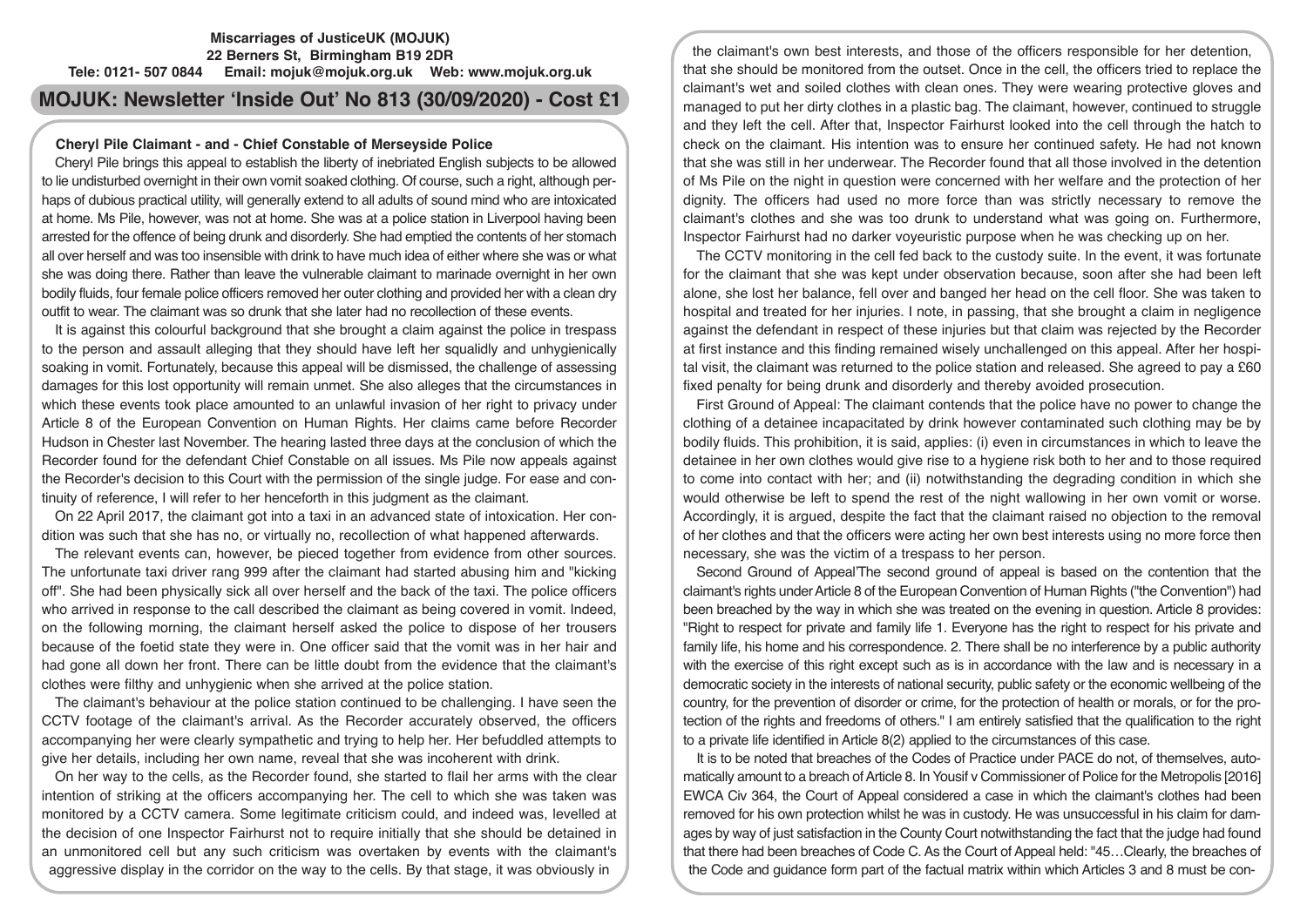**Miscarriages of JusticeUK (MOJUK)**
**22 Berners St, Birmingham B19 2DR**
**Tele: 0121- 507 0844 Email: mojuk@mojuk.org.uk Web: www.mojuk.org.uk**

# MOJUK: Newsletter 'Inside Out' No 813 (30/09/2020) - Cost £1

## Cheryl Pile Claimant - and - Chief Constable of Merseyside Police

Cheryl Pile brings this appeal to establish the liberty of inebriated English subjects to be allowed to lie undisturbed overnight in their own vomit soaked clothing. Of course, such a right, although perhaps of dubious practical utility, will generally extend to all adults of sound mind who are intoxicated at home. Ms Pile, however, was not at home. She was at a police station in Liverpool having been arrested for the offence of being drunk and disorderly. She had emptied the contents of her stomach all over herself and was too insensible with drink to have much idea of either where she was or what she was doing there. Rather than leave the vulnerable claimant to marinade overnight in her own bodily fluids, four female police officers removed her outer clothing and provided her with a clean dry outfit to wear. The claimant was so drunk that she later had no recollection of these events.

It is against this colourful background that she brought a claim against the police in trespass to the person and assault alleging that they should have left her squalidly and unhygienically soaking in vomit. Fortunately, because this appeal will be dismissed, the challenge of assessing damages for this lost opportunity will remain unmet. She also alleges that the circumstances in which these events took place amounted to an unlawful invasion of her right to privacy under Article 8 of the European Convention on Human Rights. Her claims came before Recorder Hudson in Chester last November. The hearing lasted three days at the conclusion of which the Recorder found for the defendant Chief Constable on all issues. Ms Pile now appeals against the Recorder's decision to this Court with the permission of the single judge. For ease and continuity of reference, I will refer to her henceforth in this judgment as the claimant.

On 22 April 2017, the claimant got into a taxi in an advanced state of intoxication. Her condition was such that she has no, or virtually no, recollection of what happened afterwards.

The relevant events can, however, be pieced together from evidence from other sources. The unfortunate taxi driver rang 999 after the claimant had started abusing him and "kicking off". She had been physically sick all over herself and the back of the taxi. The police officers who arrived in response to the call described the claimant as being covered in vomit. Indeed, on the following morning, the claimant herself asked the police to dispose of her trousers because of the foetid state they were in. One officer said that the vomit was in her hair and had gone all down her front. There can be little doubt from the evidence that the claimant's clothes were filthy and unhygienic when she arrived at the police station.

The claimant's behaviour at the police station continued to be challenging. I have seen the CCTV footage of the claimant's arrival. As the Recorder accurately observed, the officers accompanying her were clearly sympathetic and trying to help her. Her befuddled attempts to give her details, including her own name, reveal that she was incoherent with drink.

On her way to the cells, as the Recorder found, she started to flail her arms with the clear intention of striking at the officers accompanying her. The cell to which she was taken was monitored by a CCTV camera. Some legitimate criticism could, and indeed was, levelled at the decision of one Inspector Fairhurst not to require initially that she should be detained in an unmonitored cell but any such criticism was overtaken by events with the claimant's aggressive display in the corridor on the way to the cells. By that stage, it was obviously in the claimant's own best interests, and those of the officers responsible for her detention, that she should be monitored from the outset. Once in the cell, the officers tried to replace the claimant's wet and soiled clothes with clean ones. They were wearing protective gloves and managed to put her dirty clothes in a plastic bag. The claimant, however, continued to struggle and they left the cell. After that, Inspector Fairhurst looked into the cell through the hatch to check on the claimant. His intention was to ensure her continued safety. He had not known that she was still in her underwear. The Recorder found that all those involved in the detention of Ms Pile on the night in question were concerned with her welfare and the protection of her dignity. The officers had used no more force than was strictly necessary to remove the claimant's clothes and she was too drunk to understand what was going on. Furthermore, Inspector Fairhurst had no darker voyeuristic purpose when he was checking up on her.

The CCTV monitoring in the cell fed back to the custody suite. In the event, it was fortunate for the claimant that she was kept under observation because, soon after she had been left alone, she lost her balance, fell over and banged her head on the cell floor. She was taken to hospital and treated for her injuries. I note, in passing, that she brought a claim in negligence against the defendant in respect of these injuries but that claim was rejected by the Recorder at first instance and this finding remained wisely unchallenged on this appeal. After her hospital visit, the claimant was returned to the police station and released. She agreed to pay a £60 fixed penalty for being drunk and disorderly and thereby avoided prosecution.

First Ground of Appeal: The claimant contends that the police have no power to change the clothing of a detainee incapacitated by drink however contaminated such clothing may be by bodily fluids. This prohibition, it is said, applies: (i) even in circumstances in which to leave the detainee in her own clothes would give rise to a hygiene risk both to her and to those required to come into contact with her; and (ii) notwithstanding the degrading condition in which she would otherwise be left to spend the rest of the night wallowing in her own vomit or worse. Accordingly, it is argued, despite the fact that the claimant raised no objection to the removal of her clothes and that the officers were acting her own best interests using no more force then necessary, she was the victim of a trespass to her person.

Second Ground of Appeal'The second ground of appeal is based on the contention that the claimant's rights under Article 8 of the European Convention of Human Rights ("the Convention") had been breached by the way in which she was treated on the evening in question. Article 8 provides: "Right to respect for private and family life 1. Everyone has the right to respect for his private and family life, his home and his correspondence. 2. There shall be no interference by a public authority with the exercise of this right except such as is in accordance with the law and is necessary in a democratic society in the interests of national security, public safety or the economic wellbeing of the country, for the prevention of disorder or crime, for the protection of health or morals, or for the protection of the rights and freedoms of others." I am entirely satisfied that the qualification to the right to a private life identified in Article 8(2) applied to the circumstances of this case.

It is to be noted that breaches of the Codes of Practice under PACE do not, of themselves, automatically amount to a breach of Article 8. In Yousif v Commissioner of Police for the Metropolis [2016] EWCA Civ 364, the Court of Appeal considered a case in which the claimant's clothes had been removed for his own protection whilst he was in custody. He was unsuccessful in his claim for damages by way of just satisfaction in the County Court notwithstanding the fact that the judge had found that there had been breaches of Code C. As the Court of Appeal held: "45…Clearly, the breaches of the Code and guidance form part of the factual matrix within which Articles 3 and 8 must be con-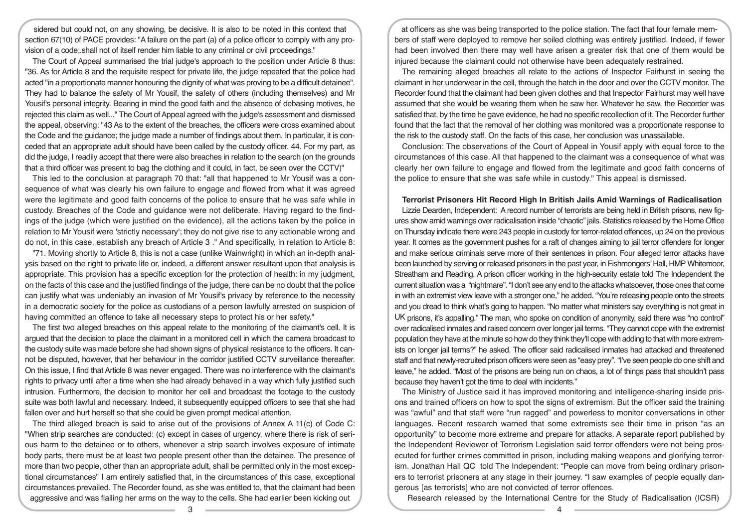sidered but could not, on any showing, be decisive. It is also to be noted in this context that section 67(10) of PACE provides: "A failure on the part (a) of a police officer to comply with any provision of a code;.shall not of itself render him liable to any criminal or civil proceedings."

The Court of Appeal summarised the trial judge's approach to the position under Article 8 thus: "36. As for Article 8 and the requisite respect for private life, the judge repeated that the police had acted "in a proportionate manner honouring the dignity of what was proving to be a difficult detainee". They had to balance the safety of Mr Yousif, the safety of others (including themselves) and Mr Yousif's personal integrity. Bearing in mind the good faith and the absence of debasing motives, he rejected this claim as well..." The Court of Appeal agreed with the judge's assessment and dismissed the appeal, observing: "43 As to the extent of the breaches, the officers were cross examined about the Code and the guidance; the judge made a number of findings about them. In particular, it is conceded that an appropriate adult should have been called by the custody officer. 44. For my part, as did the judge, I readily accept that there were also breaches in relation to the search (on the grounds that a third officer was present to bag the clothing and it could, in fact, be seen over the CCTV)"

This led to the conclusion at paragraph 70 that: "all that happened to Mr Yousif was a consequence of what was clearly his own failure to engage and flowed from what it was agreed were the legitimate and good faith concerns of the police to ensure that he was safe while in custody. Breaches of the Code and guidance were not deliberate. Having regard to the findings of the judge (which were justified on the evidence), all the actions taken by the police in relation to Mr Yousif were 'strictly necessary'; they do not give rise to any actionable wrong and do not, in this case, establish any breach of Article 3 ." And specifically, in relation to Article 8:

"71. Moving shortly to Article 8, this is not a case (unlike Wainwright) in which an in-depth analysis based on the right to private life or, indeed, a different answer resultant upon that analysis is appropriate. This provision has a specific exception for the protection of health: in my judgment, on the facts of this case and the justified findings of the judge, there can be no doubt that the police can justify what was undeniably an invasion of Mr Yousif's privacy by reference to the necessity in a democratic society for the police as custodians of a person lawfully arrested on suspicion of having committed an offence to take all necessary steps to protect his or her safety."

The first two alleged breaches on this appeal relate to the monitoring of the claimant's cell. It is argued that the decision to place the claimant in a monitored cell in which the camera broadcast to the custody suite was made before she had shown signs of physical resistance to the officers. It cannot be disputed, however, that her behaviour in the corridor justified CCTV surveillance thereafter. On this issue, I find that Article 8 was never engaged. There was no interference with the claimant's rights to privacy until after a time when she had already behaved in a way which fully justified such intrusion. Furthermore, the decision to monitor her cell and broadcast the footage to the custody suite was both lawful and necessary. Indeed, it subsequently equipped officers to see that she had fallen over and hurt herself so that she could be given prompt medical attention.

The third alleged breach is said to arise out of the provisions of Annex A 11(c) of Code C: "When strip searches are conducted: (c) except in cases of urgency, where there is risk of serious harm to the detainee or to others, whenever a strip search involves exposure of intimate body parts, there must be at least two people present other than the detainee. The presence of more than two people, other than an appropriate adult, shall be permitted only in the most exceptional circumstances" I am entirely satisfied that, in the circumstances of this case, exceptional circumstances prevailed. The Recorder found, as she was entitled to, that the claimant had been aggressive and was flailing her arms on the way to the cells. She had earlier been kicking out at officers as she was being transported to the police station. The fact that four female members of staff were deployed to remove her soiled clothing was entirely justified. Indeed, if fewer had been involved then there may well have arisen a greater risk that one of them would be injured because the claimant could not otherwise have been adequately restrained.

The remaining alleged breaches all relate to the actions of Inspector Fairhurst in seeing the claimant in her underwear in the cell, through the hatch in the door and over the CCTV monitor. The Recorder found that the claimant had been given clothes and that Inspector Fairhurst may well have assumed that she would be wearing them when he saw her. Whatever he saw, the Recorder was satisfied that, by the time he gave evidence, he had no specific recollection of it. The Recorder further found that the fact that the removal of her clothing was monitored was a proportionate response to the risk to the custody staff. On the facts of this case, her conclusion was unassailable.

Conclusion: The observations of the Court of Appeal in Yousif apply with equal force to the circumstances of this case. All that happened to the claimant was a consequence of what was clearly her own failure to engage and flowed from the legitimate and good faith concerns of the police to ensure that she was safe while in custody." This appeal is dismissed.

**Terrorist Prisoners Hit Record High In British Jails Amid Warnings of Radicalisation**

Lizzie Dearden, Independent: A record number of terrorists are being held in British prisons, new figures show amid warnings over radicalisation inside "chaotic" jails. Statistics released by the Home Office on Thursday indicate there were 243 people in custody for terror-related offences, up 24 on the previous year. It comes as the government pushes for a raft of changes aiming to jail terror offenders for longer and make serious criminals serve more of their sentences in prison. Four alleged terror attacks have been launched by serving or released prisoners in the past year, in Fishmongers' Hall, HMP Whitemoor, Streatham and Reading. A prison officer working in the high-security estate told The Independent the current situation was a "nightmare". "I don't see any end to the attacks whatsoever, those ones that come in with an extremist view leave with a stronger one," he added. "You're releasing people onto the streets and you dread to think what's going to happen. "No matter what ministers say everything is not great in UK prisons, it's appalling." The man, who spoke on condition of anonymity, said there was "no control" over radicalised inmates and raised concern over longer jail terms. "They cannot cope with the extremist population they have at the minute so how do they think they'll cope with adding to that with more extremists on longer jail terms?" he asked. The officer said radicalised inmates had attacked and threatened staff and that newly-recruited prison officers were seen as "easy prey". "I've seen people do one shift and leave," he added. "Most of the prisons are being run on chaos, a lot of things pass that shouldn't pass because they haven't got the time to deal with incidents."

The Ministry of Justice said it has improved monitoring and intelligence-sharing inside prisons and trained officers on how to spot the signs of extremism. But the officer said the training was "awful" and that staff were "run ragged" and powerless to monitor conversations in other languages. Recent research warned that some extremists see their time in prison "as an opportunity" to become more extreme and prepare for attacks. A separate report published by the Independent Reviewer of Terrorism Legislation said terror offenders were not being prosecuted for further crimes committed in prison, including making weapons and glorifying terrorism. Jonathan Hall QC told The Independent: "People can move from being ordinary prisoners to terrorist prisoners at any stage in their journey. "I saw examples of people equally dangerous [as terrorists] who are not convicted of terror offences.

Research released by the International Centre for the Study of Radicalisation (ICSR)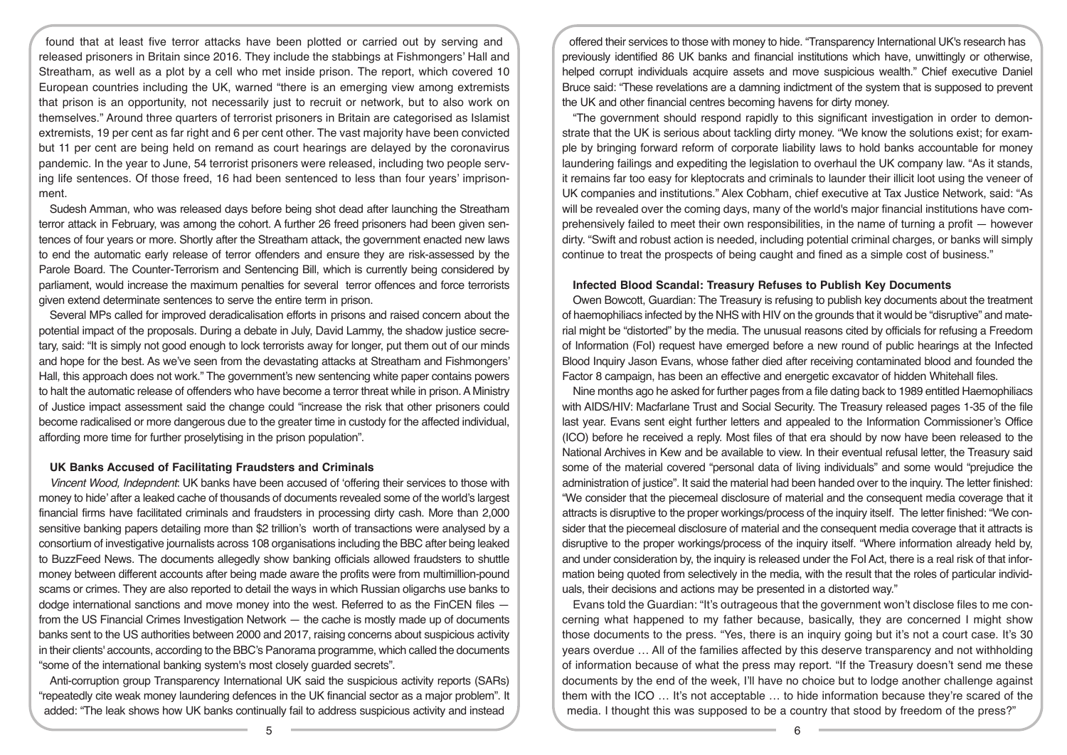found that at least five terror attacks have been plotted or carried out by serving and released prisoners in Britain since 2016. They include the stabbings at Fishmongers' Hall and Streatham, as well as a plot by a cell who met inside prison. The report, which covered 10 European countries including the UK, warned "there is an emerging view among extremists that prison is an opportunity, not necessarily just to recruit or network, but to also work on themselves." Around three quarters of terrorist prisoners in Britain are categorised as Islamist extremists, 19 per cent as far right and 6 per cent other. The vast majority have been convicted but 11 per cent are being held on remand as court hearings are delayed by the coronavirus pandemic. In the year to June, 54 terrorist prisoners were released, including two people serving life sentences. Of those freed, 16 had been sentenced to less than four years' imprisonment.

Sudesh Amman, who was released days before being shot dead after launching the Streatham terror attack in February, was among the cohort. A further 26 freed prisoners had been given sentences of four years or more. Shortly after the Streatham attack, the government enacted new laws to end the automatic early release of terror offenders and ensure they are risk-assessed by the Parole Board. The Counter-Terrorism and Sentencing Bill, which is currently being considered by parliament, would increase the maximum penalties for several terror offences and force terrorists given extend determinate sentences to serve the entire term in prison.

Several MPs called for improved deradicalisation efforts in prisons and raised concern about the potential impact of the proposals. During a debate in July, David Lammy, the shadow justice secretary, said: "It is simply not good enough to lock terrorists away for longer, put them out of our minds and hope for the best. As we've seen from the devastating attacks at Streatham and Fishmongers' Hall, this approach does not work." The government's new sentencing white paper contains powers to halt the automatic release of offenders who have become a terror threat while in prison. A Ministry of Justice impact assessment said the change could "increase the risk that other prisoners could become radicalised or more dangerous due to the greater time in custody for the affected individual, affording more time for further proselytising in the prison population".

### UK Banks Accused of Facilitating Fraudsters and Criminals

*Vincent Wood, Indepndent*: UK banks have been accused of 'offering their services to those with money to hide' after a leaked cache of thousands of documents revealed some of the world's largest financial firms have facilitated criminals and fraudsters in processing dirty cash. More than 2,000 sensitive banking papers detailing more than $2 trillion's worth of transactions were analysed by a consortium of investigative journalists across 108 organisations including the BBC after being leaked to BuzzFeed News. The documents allegedly show banking officials allowed fraudsters to shuttle money between different accounts after being made aware the profits were from multimillion-pound scams or crimes. They are also reported to detail the ways in which Russian oligarchs use banks to dodge international sanctions and move money into the west. Referred to as the FinCEN files — from the US Financial Crimes Investigation Network — the cache is mostly made up of documents banks sent to the US authorities between 2000 and 2017, raising concerns about suspicious activity in their clients' accounts, according to the BBC's Panorama programme, which called the documents "some of the international banking system's most closely guarded secrets".

Anti-corruption group Transparency International UK said the suspicious activity reports (SARs) "repeatedly cite weak money laundering defences in the UK financial sector as a major problem". It added: "The leak shows how UK banks continually fail to address suspicious activity and instead offered their services to those with money to hide. "Transparency International UK's research has previously identified 86 UK banks and financial institutions which have, unwittingly or otherwise, helped corrupt individuals acquire assets and move suspicious wealth." Chief executive Daniel Bruce said: "These revelations are a damning indictment of the system that is supposed to prevent the UK and other financial centres becoming havens for dirty money.

"The government should respond rapidly to this significant investigation in order to demonstrate that the UK is serious about tackling dirty money. "We know the solutions exist; for example by bringing forward reform of corporate liability laws to hold banks accountable for money laundering failings and expediting the legislation to overhaul the UK company law. "As it stands, it remains far too easy for kleptocrats and criminals to launder their illicit loot using the veneer of UK companies and institutions." Alex Cobham, chief executive at Tax Justice Network, said: "As will be revealed over the coming days, many of the world's major financial institutions have comprehensively failed to meet their own responsibilities, in the name of turning a profit — however dirty. "Swift and robust action is needed, including potential criminal charges, or banks will simply continue to treat the prospects of being caught and fined as a simple cost of business."

### Infected Blood Scandal: Treasury Refuses to Publish Key Documents

Owen Bowcott, Guardian: The Treasury is refusing to publish key documents about the treatment of haemophiliacs infected by the NHS with HIV on the grounds that it would be "disruptive" and material might be "distorted" by the media. The unusual reasons cited by officials for refusing a Freedom of Information (FoI) request have emerged before a new round of public hearings at the Infected Blood Inquiry Jason Evans, whose father died after receiving contaminated blood and founded the Factor 8 campaign, has been an effective and energetic excavator of hidden Whitehall files.

Nine months ago he asked for further pages from a file dating back to 1989 entitled Haemophiliacs with AIDS/HIV: Macfarlane Trust and Social Security. The Treasury released pages 1-35 of the file last year. Evans sent eight further letters and appealed to the Information Commissioner's Office (ICO) before he received a reply. Most files of that era should by now have been released to the National Archives in Kew and be available to view. In their eventual refusal letter, the Treasury said some of the material covered "personal data of living individuals" and some would "prejudice the administration of justice". It said the material had been handed over to the inquiry. The letter finished: "We consider that the piecemeal disclosure of material and the consequent media coverage that it attracts is disruptive to the proper workings/process of the inquiry itself. The letter finished: "We consider that the piecemeal disclosure of material and the consequent media coverage that it attracts is disruptive to the proper workings/process of the inquiry itself. "Where information already held by, and under consideration by, the inquiry is released under the FoI Act, there is a real risk of that information being quoted from selectively in the media, with the result that the roles of particular individuals, their decisions and actions may be presented in a distorted way."

Evans told the Guardian: "It's outrageous that the government won't disclose files to me concerning what happened to my father because, basically, they are concerned I might show those documents to the press. "Yes, there is an inquiry going but it's not a court case. It's 30 years overdue … All of the families affected by this deserve transparency and not withholding of information because of what the press may report. "If the Treasury doesn't send me these documents by the end of the week, I'll have no choice but to lodge another challenge against them with the ICO … It's not acceptable … to hide information because they're scared of the media. I thought this was supposed to be a country that stood by freedom of the press?"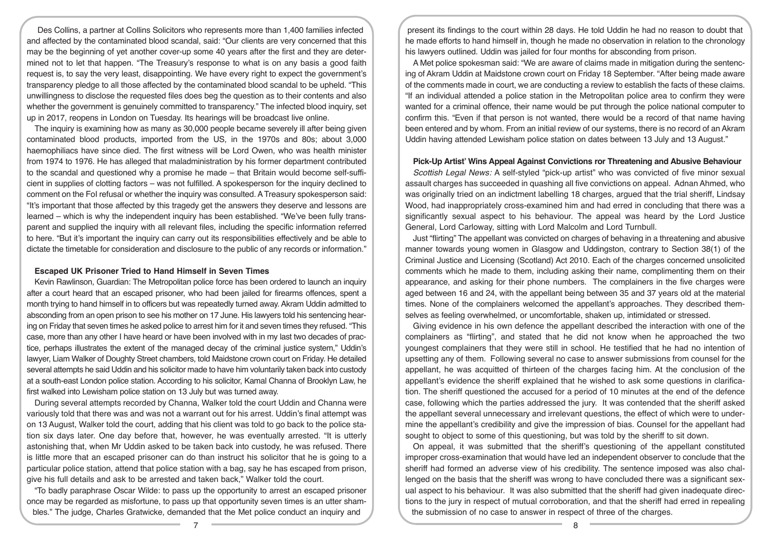Des Collins, a partner at Collins Solicitors who represents more than 1,400 families infected and affected by the contaminated blood scandal, said: "Our clients are very concerned that this may be the beginning of yet another cover-up some 40 years after the first and they are determined not to let that happen. "The Treasury's response to what is on any basis a good faith request is, to say the very least, disappointing. We have every right to expect the government's transparency pledge to all those affected by the contaminated blood scandal to be upheld. "This unwillingness to disclose the requested files does beg the question as to their contents and also whether the government is genuinely committed to transparency." The infected blood inquiry, set up in 2017, reopens in London on Tuesday. Its hearings will be broadcast live online.

The inquiry is examining how as many as 30,000 people became severely ill after being given contaminated blood products, imported from the US, in the 1970s and 80s; about 3,000 haemophiliacs have since died. The first witness will be Lord Owen, who was health minister from 1974 to 1976. He has alleged that maladministration by his former department contributed to the scandal and questioned why a promise he made – that Britain would become self-sufficient in supplies of clotting factors – was not fulfilled. A spokesperson for the inquiry declined to comment on the FoI refusal or whether the inquiry was consulted. A Treasury spokesperson said: "It's important that those affected by this tragedy get the answers they deserve and lessons are learned – which is why the independent inquiry has been established. "We've been fully transparent and supplied the inquiry with all relevant files, including the specific information referred to here. "But it's important the inquiry can carry out its responsibilities effectively and be able to dictate the timetable for consideration and disclosure to the public of any records or information."

## Escaped UK Prisoner Tried to Hand Himself in Seven Times

Kevin Rawlinson, Guardian: The Metropolitan police force has been ordered to launch an inquiry after a court heard that an escaped prisoner, who had been jailed for firearms offences, spent a month trying to hand himself in to officers but was repeatedly turned away. Akram Uddin admitted to absconding from an open prison to see his mother on 17 June. His lawyers told his sentencing hearing on Friday that seven times he asked police to arrest him for it and seven times they refused. "This case, more than any other I have heard or have been involved with in my last two decades of practice, perhaps illustrates the extent of the managed decay of the criminal justice system," Uddin's lawyer, Liam Walker of Doughty Street chambers, told Maidstone crown court on Friday. He detailed several attempts he said Uddin and his solicitor made to have him voluntarily taken back into custody at a south-east London police station. According to his solicitor, Kamal Channa of Brooklyn Law, he first walked into Lewisham police station on 13 July but was turned away.

During several attempts recorded by Channa, Walker told the court Uddin and Channa were variously told that there was and was not a warrant out for his arrest. Uddin's final attempt was on 13 August, Walker told the court, adding that his client was told to go back to the police station six days later. One day before that, however, he was eventually arrested. "It is utterly astonishing that, when Mr Uddin asked to be taken back into custody, he was refused. There is little more that an escaped prisoner can do than instruct his solicitor that he is going to a particular police station, attend that police station with a bag, say he has escaped from prison, give his full details and ask to be arrested and taken back," Walker told the court.

"To badly paraphrase Oscar Wilde: to pass up the opportunity to arrest an escaped prisoner once may be regarded as misfortune, to pass up that opportunity seven times is an utter shambles." The judge, Charles Gratwicke, demanded that the Met police conduct an inquiry and present its findings to the court within 28 days. He told Uddin he had no reason to doubt that he made efforts to hand himself in, though he made no observation in relation to the chronology his lawyers outlined. Uddin was jailed for four months for absconding from prison.

A Met police spokesman said: "We are aware of claims made in mitigation during the sentencing of Akram Uddin at Maidstone crown court on Friday 18 September. "After being made aware of the comments made in court, we are conducting a review to establish the facts of these claims. "If an individual attended a police station in the Metropolitan police area to confirm they were wanted for a criminal offence, their name would be put through the police national computer to confirm this. "Even if that person is not wanted, there would be a record of that name having been entered and by whom. From an initial review of our systems, there is no record of an Akram Uddin having attended Lewisham police station on dates between 13 July and 13 August."

## Pick-Up Artist' Wins Appeal Against Convictions ror Threatening and Abusive Behaviour

*Scottish Legal News:* A self-styled "pick-up artist" who was convicted of five minor sexual assault charges has succeeded in quashing all five convictions on appeal. Adnan Ahmed, who was originally tried on an indictment labelling 18 charges, argued that the trial sheriff, Lindsay Wood, had inappropriately cross-examined him and had erred in concluding that there was a significantly sexual aspect to his behaviour. The appeal was heard by the Lord Justice General, Lord Carloway, sitting with Lord Malcolm and Lord Turnbull.

Just "flirting" The appellant was convicted on charges of behaving in a threatening and abusive manner towards young women in Glasgow and Uddingston, contrary to Section 38(1) of the Criminal Justice and Licensing (Scotland) Act 2010. Each of the charges concerned unsolicited comments which he made to them, including asking their name, complimenting them on their appearance, and asking for their phone numbers. The complainers in the five charges were aged between 16 and 24, with the appellant being between 35 and 37 years old at the material times. None of the complainers welcomed the appellant's approaches. They described themselves as feeling overwhelmed, or uncomfortable, shaken up, intimidated or stressed.

Giving evidence in his own defence the appellant described the interaction with one of the complainers as "flirting", and stated that he did not know when he approached the two youngest complainers that they were still in school. He testified that he had no intention of upsetting any of them. Following several no case to answer submissions from counsel for the appellant, he was acquitted of thirteen of the charges facing him. At the conclusion of the appellant's evidence the sheriff explained that he wished to ask some questions in clarification. The sheriff questioned the accused for a period of 10 minutes at the end of the defence case, following which the parties addressed the jury. It was contended that the sheriff asked the appellant several unnecessary and irrelevant questions, the effect of which were to undermine the appellant's credibility and give the impression of bias. Counsel for the appellant had sought to object to some of this questioning, but was told by the sheriff to sit down.

On appeal, it was submitted that the sheriff's questioning of the appellant constituted improper cross-examination that would have led an independent observer to conclude that the sheriff had formed an adverse view of his credibility. The sentence imposed was also challenged on the basis that the sheriff was wrong to have concluded there was a significant sexual aspect to his behaviour. It was also submitted that the sheriff had given inadequate directions to the jury in respect of mutual corroboration, and that the sheriff had erred in repealing the submission of no case to answer in respect of three of the charges.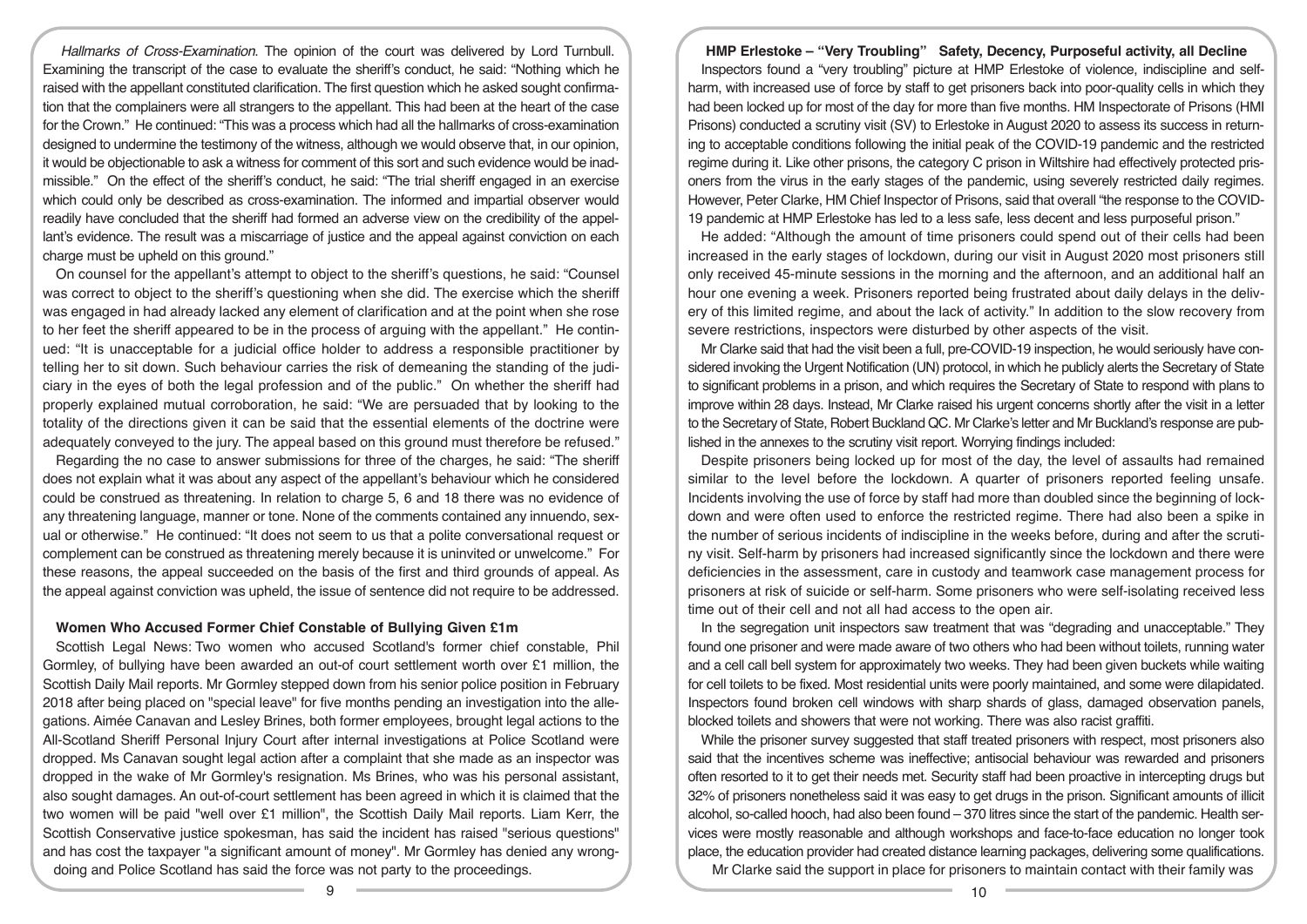*Hallmarks of Cross-Examination.* The opinion of the court was delivered by Lord Turnbull. Examining the transcript of the case to evaluate the sheriff's conduct, he said: "Nothing which he raised with the appellant constituted clarification. The first question which he asked sought confirmation that the complainers were all strangers to the appellant. This had been at the heart of the case for the Crown." He continued: "This was a process which had all the hallmarks of cross-examination designed to undermine the testimony of the witness, although we would observe that, in our opinion, it would be objectionable to ask a witness for comment of this sort and such evidence would be inadmissible." On the effect of the sheriff's conduct, he said: "The trial sheriff engaged in an exercise which could only be described as cross-examination. The informed and impartial observer would readily have concluded that the sheriff had formed an adverse view on the credibility of the appellant's evidence. The result was a miscarriage of justice and the appeal against conviction on each charge must be upheld on this ground."

On counsel for the appellant's attempt to object to the sheriff's questions, he said: "Counsel was correct to object to the sheriff's questioning when she did. The exercise which the sheriff was engaged in had already lacked any element of clarification and at the point when she rose to her feet the sheriff appeared to be in the process of arguing with the appellant." He continued: "It is unacceptable for a judicial office holder to address a responsible practitioner by telling her to sit down. Such behaviour carries the risk of demeaning the standing of the judiciary in the eyes of both the legal profession and of the public." On whether the sheriff had properly explained mutual corroboration, he said: "We are persuaded that by looking to the totality of the directions given it can be said that the essential elements of the doctrine were adequately conveyed to the jury. The appeal based on this ground must therefore be refused."

Regarding the no case to answer submissions for three of the charges, he said: "The sheriff does not explain what it was about any aspect of the appellant's behaviour which he considered could be construed as threatening. In relation to charge 5, 6 and 18 there was no evidence of any threatening language, manner or tone. None of the comments contained any innuendo, sexual or otherwise." He continued: "It does not seem to us that a polite conversational request or complement can be construed as threatening merely because it is uninvited or unwelcome." For these reasons, the appeal succeeded on the basis of the first and third grounds of appeal. As the appeal against conviction was upheld, the issue of sentence did not require to be addressed.

## Women Who Accused Former Chief Constable of Bullying Given £1m

Scottish Legal News: Two women who accused Scotland's former chief constable, Phil Gormley, of bullying have been awarded an out-of court settlement worth over £1 million, the Scottish Daily Mail reports. Mr Gormley stepped down from his senior police position in February 2018 after being placed on "special leave" for five months pending an investigation into the allegations. Aimée Canavan and Lesley Brines, both former employees, brought legal actions to the All-Scotland Sheriff Personal Injury Court after internal investigations at Police Scotland were dropped. Ms Canavan sought legal action after a complaint that she made as an inspector was dropped in the wake of Mr Gormley's resignation. Ms Brines, who was his personal assistant, also sought damages. An out-of-court settlement has been agreed in which it is claimed that the two women will be paid "well over £1 million", the Scottish Daily Mail reports. Liam Kerr, the Scottish Conservative justice spokesman, has said the incident has raised "serious questions" and has cost the taxpayer "a significant amount of money". Mr Gormley has denied any wrongdoing and Police Scotland has said the force was not party to the proceedings.

## HMP Erlestoke – "Very Troubling" Safety, Decency, Purposeful activity, all Decline

Inspectors found a "very troubling" picture at HMP Erlestoke of violence, indiscipline and self-harm, with increased use of force by staff to get prisoners back into poor-quality cells in which they had been locked up for most of the day for more than five months. HM Inspectorate of Prisons (HMI Prisons) conducted a scrutiny visit (SV) to Erlestoke in August 2020 to assess its success in returning to acceptable conditions following the initial peak of the COVID-19 pandemic and the restricted regime during it. Like other prisons, the category C prison in Wiltshire had effectively protected prisoners from the virus in the early stages of the pandemic, using severely restricted daily regimes. However, Peter Clarke, HM Chief Inspector of Prisons, said that overall "the response to the COVID-19 pandemic at HMP Erlestoke has led to a less safe, less decent and less purposeful prison."

He added: "Although the amount of time prisoners could spend out of their cells had been increased in the early stages of lockdown, during our visit in August 2020 most prisoners still only received 45-minute sessions in the morning and the afternoon, and an additional half an hour one evening a week. Prisoners reported being frustrated about daily delays in the delivery of this limited regime, and about the lack of activity." In addition to the slow recovery from severe restrictions, inspectors were disturbed by other aspects of the visit.

Mr Clarke said that had the visit been a full, pre-COVID-19 inspection, he would seriously have considered invoking the Urgent Notification (UN) protocol, in which he publicly alerts the Secretary of State to significant problems in a prison, and which requires the Secretary of State to respond with plans to improve within 28 days. Instead, Mr Clarke raised his urgent concerns shortly after the visit in a letter to the Secretary of State, Robert Buckland QC. Mr Clarke's letter and Mr Buckland's response are published in the annexes to the scrutiny visit report. Worrying findings included:

Despite prisoners being locked up for most of the day, the level of assaults had remained similar to the level before the lockdown. A quarter of prisoners reported feeling unsafe. Incidents involving the use of force by staff had more than doubled since the beginning of lockdown and were often used to enforce the restricted regime. There had also been a spike in the number of serious incidents of indiscipline in the weeks before, during and after the scrutiny visit. Self-harm by prisoners had increased significantly since the lockdown and there were deficiencies in the assessment, care in custody and teamwork case management process for prisoners at risk of suicide or self-harm. Some prisoners who were self-isolating received less time out of their cell and not all had access to the open air.

In the segregation unit inspectors saw treatment that was "degrading and unacceptable." They found one prisoner and were made aware of two others who had been without toilets, running water and a cell call bell system for approximately two weeks. They had been given buckets while waiting for cell toilets to be fixed. Most residential units were poorly maintained, and some were dilapidated. Inspectors found broken cell windows with sharp shards of glass, damaged observation panels, blocked toilets and showers that were not working. There was also racist graffiti.

While the prisoner survey suggested that staff treated prisoners with respect, most prisoners also said that the incentives scheme was ineffective; antisocial behaviour was rewarded and prisoners often resorted to it to get their needs met. Security staff had been proactive in intercepting drugs but 32% of prisoners nonetheless said it was easy to get drugs in the prison. Significant amounts of illicit alcohol, so-called hooch, had also been found – 370 litres since the start of the pandemic. Health services were mostly reasonable and although workshops and face-to-face education no longer took place, the education provider had created distance learning packages, delivering some qualifications.

Mr Clarke said the support in place for prisoners to maintain contact with their family was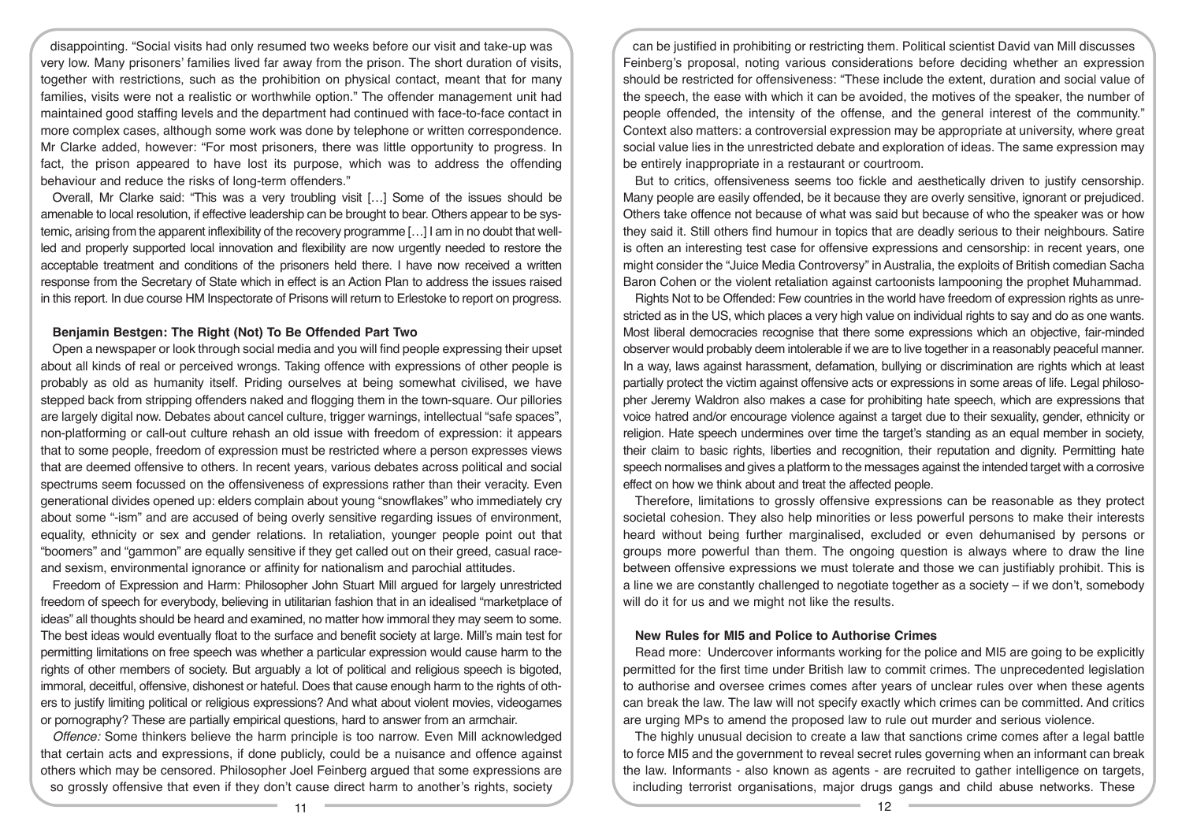disappointing. "Social visits had only resumed two weeks before our visit and take-up was very low. Many prisoners' families lived far away from the prison. The short duration of visits, together with restrictions, such as the prohibition on physical contact, meant that for many families, visits were not a realistic or worthwhile option." The offender management unit had maintained good staffing levels and the department had continued with face-to-face contact in more complex cases, although some work was done by telephone or written correspondence. Mr Clarke added, however: "For most prisoners, there was little opportunity to progress. In fact, the prison appeared to have lost its purpose, which was to address the offending behaviour and reduce the risks of long-term offenders."

Overall, Mr Clarke said: "This was a very troubling visit […] Some of the issues should be amenable to local resolution, if effective leadership can be brought to bear. Others appear to be systemic, arising from the apparent inflexibility of the recovery programme […] I am in no doubt that well-led and properly supported local innovation and flexibility are now urgently needed to restore the acceptable treatment and conditions of the prisoners held there. I have now received a written response from the Secretary of State which in effect is an Action Plan to address the issues raised in this report. In due course HM Inspectorate of Prisons will return to Erlestoke to report on progress.

### Benjamin Bestgen: The Right (Not) To Be Offended Part Two

Open a newspaper or look through social media and you will find people expressing their upset about all kinds of real or perceived wrongs. Taking offence with expressions of other people is probably as old as humanity itself. Priding ourselves at being somewhat civilised, we have stepped back from stripping offenders naked and flogging them in the town-square. Our pillories are largely digital now. Debates about cancel culture, trigger warnings, intellectual "safe spaces", non-platforming or call-out culture rehash an old issue with freedom of expression: it appears that to some people, freedom of expression must be restricted where a person expresses views that are deemed offensive to others. In recent years, various debates across political and social spectrums seem focussed on the offensiveness of expressions rather than their veracity. Even generational divides opened up: elders complain about young "snowflakes" who immediately cry about some "-ism" and are accused of being overly sensitive regarding issues of environment, equality, ethnicity or sex and gender relations. In retaliation, younger people point out that "boomers" and "gammon" are equally sensitive if they get called out on their greed, casual race- and sexism, environmental ignorance or affinity for nationalism and parochial attitudes.

Freedom of Expression and Harm: Philosopher John Stuart Mill argued for largely unrestricted freedom of speech for everybody, believing in utilitarian fashion that in an idealised "marketplace of ideas" all thoughts should be heard and examined, no matter how immoral they may seem to some. The best ideas would eventually float to the surface and benefit society at large. Mill's main test for permitting limitations on free speech was whether a particular expression would cause harm to the rights of other members of society. But arguably a lot of political and religious speech is bigoted, immoral, deceitful, offensive, dishonest or hateful. Does that cause enough harm to the rights of others to justify limiting political or religious expressions? And what about violent movies, videogames or pornography? These are partially empirical questions, hard to answer from an armchair.

*Offence:* Some thinkers believe the harm principle is too narrow. Even Mill acknowledged that certain acts and expressions, if done publicly, could be a nuisance and offence against others which may be censored. Philosopher Joel Feinberg argued that some expressions are so grossly offensive that even if they don't cause direct harm to another's rights, society can be justified in prohibiting or restricting them. Political scientist David van Mill discusses Feinberg's proposal, noting various considerations before deciding whether an expression should be restricted for offensiveness: "These include the extent, duration and social value of the speech, the ease with which it can be avoided, the motives of the speaker, the number of people offended, the intensity of the offense, and the general interest of the community." Context also matters: a controversial expression may be appropriate at university, where great social value lies in the unrestricted debate and exploration of ideas. The same expression may be entirely inappropriate in a restaurant or courtroom.

But to critics, offensiveness seems too fickle and aesthetically driven to justify censorship. Many people are easily offended, be it because they are overly sensitive, ignorant or prejudiced. Others take offence not because of what was said but because of who the speaker was or how they said it. Still others find humour in topics that are deadly serious to their neighbours. Satire is often an interesting test case for offensive expressions and censorship: in recent years, one might consider the "Juice Media Controversy" in Australia, the exploits of British comedian Sacha Baron Cohen or the violent retaliation against cartoonists lampooning the prophet Muhammad.

Rights Not to be Offended: Few countries in the world have freedom of expression rights as unrestricted as in the US, which places a very high value on individual rights to say and do as one wants. Most liberal democracies recognise that there some expressions which an objective, fair-minded observer would probably deem intolerable if we are to live together in a reasonably peaceful manner. In a way, laws against harassment, defamation, bullying or discrimination are rights which at least partially protect the victim against offensive acts or expressions in some areas of life. Legal philosopher Jeremy Waldron also makes a case for prohibiting hate speech, which are expressions that voice hatred and/or encourage violence against a target due to their sexuality, gender, ethnicity or religion. Hate speech undermines over time the target's standing as an equal member in society, their claim to basic rights, liberties and recognition, their reputation and dignity. Permitting hate speech normalises and gives a platform to the messages against the intended target with a corrosive effect on how we think about and treat the affected people.

Therefore, limitations to grossly offensive expressions can be reasonable as they protect societal cohesion. They also help minorities or less powerful persons to make their interests heard without being further marginalised, excluded or even dehumanised by persons or groups more powerful than them. The ongoing question is always where to draw the line between offensive expressions we must tolerate and those we can justifiably prohibit. This is a line we are constantly challenged to negotiate together as a society – if we don't, somebody will do it for us and we might not like the results.

### New Rules for MI5 and Police to Authorise Crimes

Read more: Undercover informants working for the police and MI5 are going to be explicitly permitted for the first time under British law to commit crimes. The unprecedented legislation to authorise and oversee crimes comes after years of unclear rules over when these agents can break the law. The law will not specify exactly which crimes can be committed. And critics are urging MPs to amend the proposed law to rule out murder and serious violence.

The highly unusual decision to create a law that sanctions crime comes after a legal battle to force MI5 and the government to reveal secret rules governing when an informant can break the law. Informants - also known as agents - are recruited to gather intelligence on targets, including terrorist organisations, major drugs gangs and child abuse networks. These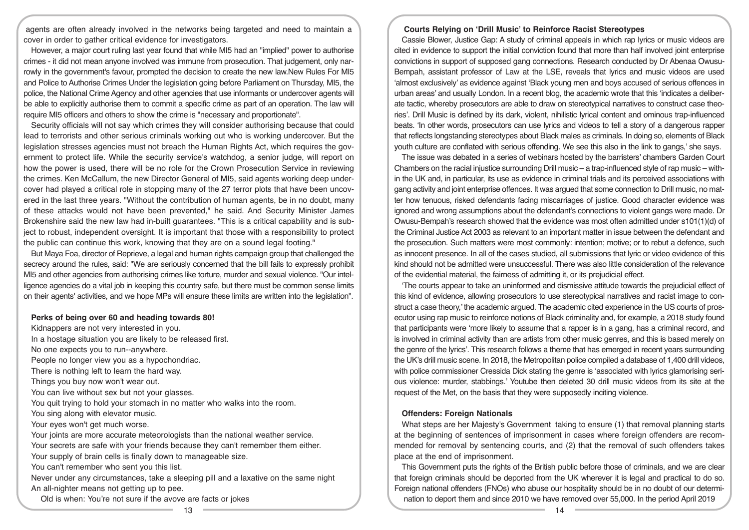agents are often already involved in the networks being targeted and need to maintain a cover in order to gather critical evidence for investigators.

However, a major court ruling last year found that while MI5 had an "implied" power to authorise crimes - it did not mean anyone involved was immune from prosecution. That judgement, only narrowly in the government's favour, prompted the decision to create the new law.New Rules For MI5 and Police to Authorise Crimes Under the legislation going before Parliament on Thursday, MI5, the police, the National Crime Agency and other agencies that use informants or undercover agents will be able to explicitly authorise them to commit a specific crime as part of an operation. The law will require MI5 officers and others to show the crime is "necessary and proportionate".

Security officials will not say which crimes they will consider authorising because that could lead to terrorists and other serious criminals working out who is working undercover. But the legislation stresses agencies must not breach the Human Rights Act, which requires the government to protect life. While the security service's watchdog, a senior judge, will report on how the power is used, there will be no role for the Crown Prosecution Service in reviewing the crimes. Ken McCallum, the new Director General of MI5, said agents working deep undercover had played a critical role in stopping many of the 27 terror plots that have been uncovered in the last three years. "Without the contribution of human agents, be in no doubt, many of these attacks would not have been prevented," he said. And Security Minister James Brokenshire said the new law had in-built guarantees. "This is a critical capability and is subject to robust, independent oversight. It is important that those with a responsibility to protect the public can continue this work, knowing that they are on a sound legal footing."

But Maya Foa, director of Reprieve, a legal and human rights campaign group that challenged the secrecy around the rules, said: "We are seriously concerned that the bill fails to expressly prohibit MI5 and other agencies from authorising crimes like torture, murder and sexual violence. "Our intelligence agencies do a vital job in keeping this country safe, but there must be common sense limits on their agents' activities, and we hope MPs will ensure these limits are written into the legislation".

**Perks of being over 60 and heading towards 80!**

Kidnappers are not very interested in you.
In a hostage situation you are likely to be released first.
No one expects you to run--anywhere.
People no longer view you as a hypochondriac.
There is nothing left to learn the hard way.
Things you buy now won't wear out.
You can live without sex but not your glasses.
You quit trying to hold your stomach in no matter who walks into the room.
You sing along with elevator music.
Your eyes won't get much worse.
Your joints are more accurate meteorologists than the national weather service.
Your secrets are safe with your friends because they can't remember them either.
Your supply of brain cells is finally down to manageable size.
You can't remember who sent you this list.
Never under any circumstances, take a sleeping pill and a laxative on the same night
An all-nighter means not getting up to pee.
Old is when: You're not sure if the avove are facts or jokes

**Courts Relying on 'Drill Music' to Reinforce Racist Stereotypes**

Cassie Blower, Justice Gap: A study of criminal appeals in which rap lyrics or music videos are cited in evidence to support the initial conviction found that more than half involved joint enterprise convictions in support of supposed gang connections. Research conducted by Dr Abenaa Owusu-Bempah, assistant professor of Law at the LSE, reveals that lyrics and music videos are used 'almost exclusively' as evidence against 'Black young men and boys accused of serious offences in urban areas' and usually London. In a recent blog, the academic wrote that this 'indicates a deliberate tactic, whereby prosecutors are able to draw on stereotypical narratives to construct case theories'. Drill Music is defined by its dark, violent, nihilistic lyrical content and ominous trap-influenced beats. 'In other words, prosecutors can use lyrics and videos to tell a story of a dangerous rapper that reflects longstanding stereotypes about Black males as criminals. In doing so, elements of Black youth culture are conflated with serious offending. We see this also in the link to gangs,' she says.

The issue was debated in a series of webinars hosted by the barristers' chambers Garden Court Chambers on the racial injustice surrounding Drill music – a trap-influenced style of rap music – within the UK and, in particular, its use as evidence in criminal trials and its perceived associations with gang activity and joint enterprise offences. It was argued that some connection to Drill music, no matter how tenuous, risked defendants facing miscarriages of justice. Good character evidence was ignored and wrong assumptions about the defendant's connections to violent gangs were made. Dr Owusu-Bempah's research showed that the evidence was most often admitted under s101(1)(d) of the Criminal Justice Act 2003 as relevant to an important matter in issue between the defendant and the prosecution. Such matters were most commonly: intention; motive; or to rebut a defence, such as innocent presence. In all of the cases studied, all submissions that lyric or video evidence of this kind should not be admitted were unsuccessful. There was also little consideration of the relevance of the evidential material, the fairness of admitting it, or its prejudicial effect.

'The courts appear to take an uninformed and dismissive attitude towards the prejudicial effect of this kind of evidence, allowing prosecutors to use stereotypical narratives and racist image to construct a case theory,' the academic argued. The academic cited experience in the US courts of prosecutor using rap music to reinforce notions of Black criminality and, for example, a 2018 study found that participants were 'more likely to assume that a rapper is in a gang, has a criminal record, and is involved in criminal activity than are artists from other music genres, and this is based merely on the genre of the lyrics'. This research follows a theme that has emerged in recent years surrounding the UK's drill music scene. In 2018, the Metropolitan police compiled a database of 1,400 drill videos, with police commissioner Cressida Dick stating the genre is 'associated with lyrics glamorising serious violence: murder, stabbings.' Youtube then deleted 30 drill music videos from its site at the request of the Met, on the basis that they were supposedly inciting violence.

**Offenders: Foreign Nationals**

What steps are her Majesty's Government taking to ensure (1) that removal planning starts at the beginning of sentences of imprisonment in cases where foreign offenders are recommended for removal by sentencing courts, and (2) that the removal of such offenders takes place at the end of imprisonment.

This Government puts the rights of the British public before those of criminals, and we are clear that foreign criminals should be deported from the UK wherever it is legal and practical to do so. Foreign national offenders (FNOs) who abuse our hospitality should be in no doubt of our determination to deport them and since 2010 we have removed over 55,000. In the period April 2019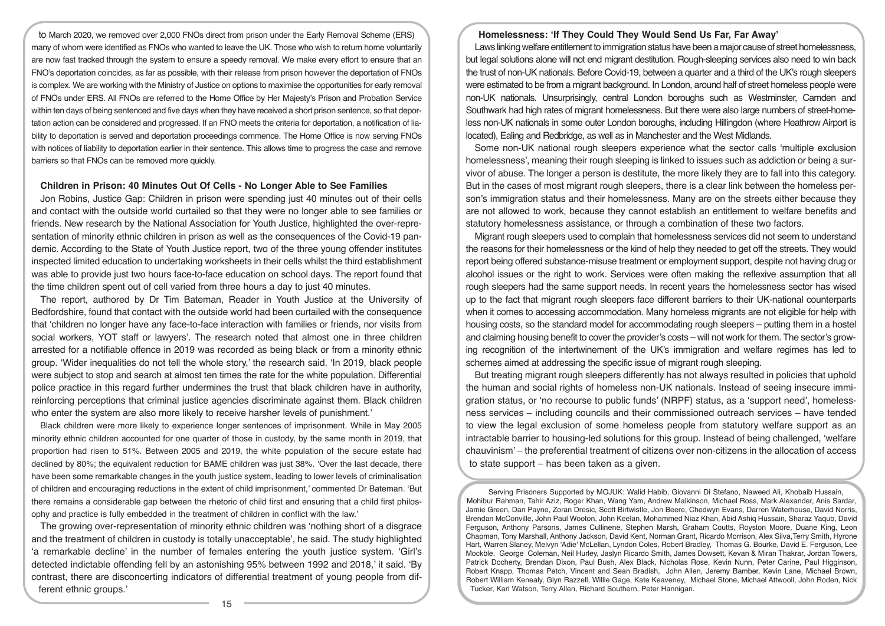to March 2020, we removed over 2,000 FNOs direct from prison under the Early Removal Scheme (ERS) many of whom were identified as FNOs who wanted to leave the UK. Those who wish to return home voluntarily are now fast tracked through the system to ensure a speedy removal. We make every effort to ensure that an FNO's deportation coincides, as far as possible, with their release from prison however the deportation of FNOs is complex. We are working with the Ministry of Justice on options to maximise the opportunities for early removal of FNOs under ERS. All FNOs are referred to the Home Office by Her Majesty's Prison and Probation Service within ten days of being sentenced and five days when they have received a short prison sentence, so that deportation action can be considered and progressed. If an FNO meets the criteria for deportation, a notification of liability to deportation is served and deportation proceedings commence. The Home Office is now serving FNOs with notices of liability to deportation earlier in their sentence. This allows time to progress the case and remove barriers so that FNOs can be removed more quickly.

### Children in Prison: 40 Minutes Out Of Cells - No Longer Able to See Families

Jon Robins, Justice Gap: Children in prison were spending just 40 minutes out of their cells and contact with the outside world curtailed so that they were no longer able to see families or friends. New research by the National Association for Youth Justice, highlighted the over-representation of minority ethnic children in prison as well as the consequences of the Covid-19 pandemic. According to the State of Youth Justice report, two of the three young offender institutes inspected limited education to undertaking worksheets in their cells whilst the third establishment was able to provide just two hours face-to-face education on school days. The report found that the time children spent out of cell varied from three hours a day to just 40 minutes.

The report, authored by Dr Tim Bateman, Reader in Youth Justice at the University of Bedfordshire, found that contact with the outside world had been curtailed with the consequence that 'children no longer have any face-to-face interaction with families or friends, nor visits from social workers, YOT staff or lawyers'. The research noted that almost one in three children arrested for a notifiable offence in 2019 was recorded as being black or from a minority ethnic group. 'Wider inequalities do not tell the whole story,' the research said. 'In 2019, black people were subject to stop and search at almost ten times the rate for the white population. Differential police practice in this regard further undermines the trust that black children have in authority, reinforcing perceptions that criminal justice agencies discriminate against them. Black children who enter the system are also more likely to receive harsher levels of punishment.'

Black children were more likely to experience longer sentences of imprisonment. While in May 2005 minority ethnic children accounted for one quarter of those in custody, by the same month in 2019, that proportion had risen to 51%. Between 2005 and 2019, the white population of the secure estate had declined by 80%; the equivalent reduction for BAME children was just 38%. 'Over the last decade, there have been some remarkable changes in the youth justice system, leading to lower levels of criminalisation of children and encouraging reductions in the extent of child imprisonment,' commented Dr Bateman. 'But there remains a considerable gap between the rhetoric of child first and ensuring that a child first philosophy and practice is fully embedded in the treatment of children in conflict with the law.'

The growing over-representation of minority ethnic children was 'nothing short of a disgrace and the treatment of children in custody is totally unacceptable', he said. The study highlighted 'a remarkable decline' in the number of females entering the youth justice system. 'Girl's detected indictable offending fell by an astonishing 95% between 1992 and 2018,' it said. 'By contrast, there are disconcerting indicators of differential treatment of young people from different ethnic groups.'

### Homelessness: 'If They Could They Would Send Us Far, Far Away'

Laws linking welfare entitlement to immigration status have been a major cause of street homelessness, but legal solutions alone will not end migrant destitution. Rough-sleeping services also need to win back the trust of non-UK nationals. Before Covid-19, between a quarter and a third of the UK's rough sleepers were estimated to be from a migrant background. In London, around half of street homeless people were non-UK nationals. Unsurprisingly, central London boroughs such as Westminster, Camden and Southwark had high rates of migrant homelessness. But there were also large numbers of street-homeless non-UK nationals in some outer London boroughs, including Hillingdon (where Heathrow Airport is located), Ealing and Redbridge, as well as in Manchester and the West Midlands.

Some non-UK national rough sleepers experience what the sector calls 'multiple exclusion homelessness', meaning their rough sleeping is linked to issues such as addiction or being a survivor of abuse. The longer a person is destitute, the more likely they are to fall into this category. But in the cases of most migrant rough sleepers, there is a clear link between the homeless person's immigration status and their homelessness. Many are on the streets either because they are not allowed to work, because they cannot establish an entitlement to welfare benefits and statutory homelessness assistance, or through a combination of these two factors.

Migrant rough sleepers used to complain that homelessness services did not seem to understand the reasons for their homelessness or the kind of help they needed to get off the streets. They would report being offered substance-misuse treatment or employment support, despite not having drug or alcohol issues or the right to work. Services were often making the reflexive assumption that all rough sleepers had the same support needs. In recent years the homelessness sector has wised up to the fact that migrant rough sleepers face different barriers to their UK-national counterparts when it comes to accessing accommodation. Many homeless migrants are not eligible for help with housing costs, so the standard model for accommodating rough sleepers – putting them in a hostel and claiming housing benefit to cover the provider's costs – will not work for them. The sector's growing recognition of the intertwinement of the UK's immigration and welfare regimes has led to schemes aimed at addressing the specific issue of migrant rough sleeping.

But treating migrant rough sleepers differently has not always resulted in policies that uphold the human and social rights of homeless non-UK nationals. Instead of seeing insecure immigration status, or 'no recourse to public funds' (NRPF) status, as a 'support need', homelessness services – including councils and their commissioned outreach services – have tended to view the legal exclusion of some homeless people from statutory welfare support as an intractable barrier to housing-led solutions for this group. Instead of being challenged, 'welfare chauvinism' – the preferential treatment of citizens over non-citizens in the allocation of access to state support – has been taken as a given.

Serving Prisoners Supported by MOJUK: Walid Habib, Giovanni Di Stefano, Naweed Ali, Khobaib Hussain, Mohibur Rahman, Tahir Aziz, Roger Khan, Wang Yam, Andrew Malkinson, Michael Ross, Mark Alexander, Anis Sardar, Jamie Green, Dan Payne, Zoran Dresic, Scott Birtwistle, Jon Beere, Chedwyn Evans, Darren Waterhouse, David Norris, Brendan McConville, John Paul Wooton, John Keelan, Mohammed Niaz Khan, Abid Ashiq Hussain, Sharaz Yaqub, David Ferguson, Anthony Parsons, James Cullinene, Stephen Marsh, Graham Coutts, Royston Moore, Duane King, Leon Chapman, Tony Marshall, Anthony Jackson, David Kent, Norman Grant, Ricardo Morrison, Alex Silva,Terry Smith, Hyrone Hart, Warren Slaney, Melvyn 'Adie' McLellan, Lyndon Coles, Robert Bradley, Thomas G. Bourke, David E. Ferguson, Lee Mockble, George Coleman, Neil Hurley, Jaslyn Ricardo Smith, James Dowsett, Kevan & Miran Thakrar, Jordan Towers, Patrick Docherty, Brendan Dixon, Paul Bush, Alex Black, Nicholas Rose, Kevin Nunn, Peter Carine, Paul Higginson, Robert Knapp, Thomas Petch, Vincent and Sean Bradish, John Allen, Jeremy Bamber, Kevin Lane, Michael Brown, Robert William Kenealy, Glyn Razzell, Willie Gage, Kate Keaveney, Michael Stone, Michael Attwooll, John Roden, Nick Tucker, Karl Watson, Terry Allen, Richard Southern, Peter Hannigan.